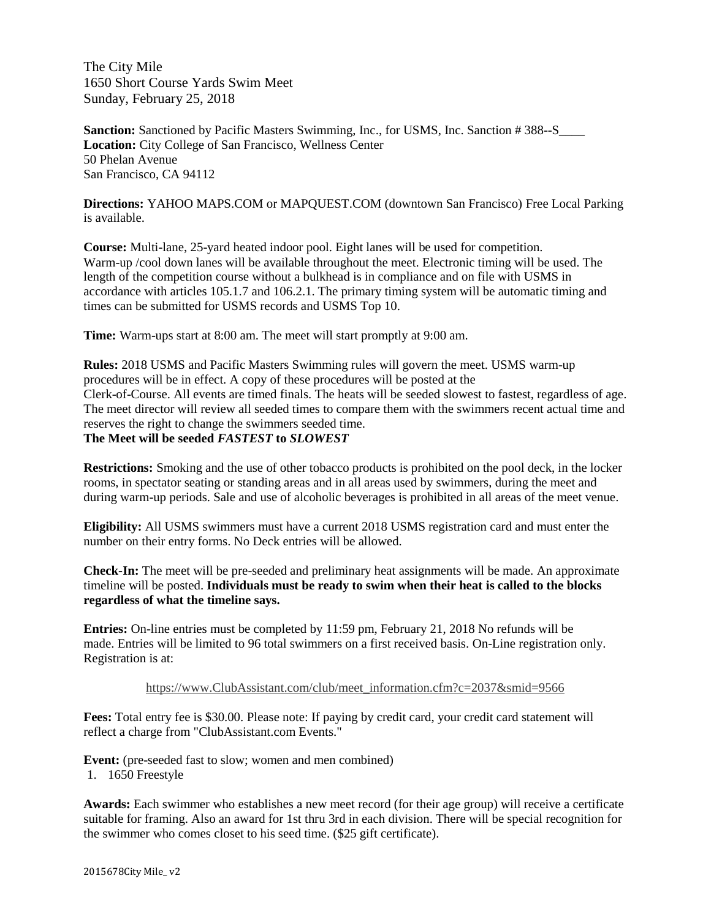The City Mile
1650 Short Course Yards Swim Meet
Sunday, February 25, 2018

**Sanction:** Sanctioned by Pacific Masters Swimming, Inc., for USMS, Inc. Sanction # 388--S____
**Location:** City College of San Francisco, Wellness Center
50 Phelan Avenue
San Francisco, CA 94112

**Directions:** YAHOO MAPS.COM or MAPQUEST.COM (downtown San Francisco) Free Local Parking is available.

**Course:** Multi-lane, 25-yard heated indoor pool. Eight lanes will be used for competition. Warm-up /cool down lanes will be available throughout the meet. Electronic timing will be used. The length of the competition course without a bulkhead is in compliance and on file with USMS in accordance with articles 105.1.7 and 106.2.1. The primary timing system will be automatic timing and times can be submitted for USMS records and USMS Top 10.

**Time:** Warm-ups start at 8:00 am. The meet will start promptly at 9:00 am.

**Rules:** 2018 USMS and Pacific Masters Swimming rules will govern the meet. USMS warm-up procedures will be in effect. A copy of these procedures will be posted at the Clerk-of-Course. All events are timed finals. The heats will be seeded slowest to fastest, regardless of age. The meet director will review all seeded times to compare them with the swimmers recent actual time and reserves the right to change the swimmers seeded time.
**The Meet will be seeded *FASTEST* to *SLOWEST***

**Restrictions:** Smoking and the use of other tobacco products is prohibited on the pool deck, in the locker rooms, in spectator seating or standing areas and in all areas used by swimmers, during the meet and during warm-up periods. Sale and use of alcoholic beverages is prohibited in all areas of the meet venue.

**Eligibility:** All USMS swimmers must have a current 2018 USMS registration card and must enter the number on their entry forms. No Deck entries will be allowed.

**Check-In:** The meet will be pre-seeded and preliminary heat assignments will be made. An approximate timeline will be posted. **Individuals must be ready to swim when their heat is called to the blocks regardless of what the timeline says.**

**Entries:** On-line entries must be completed by 11:59 pm, February 21, 2018 No refunds will be made. Entries will be limited to 96 total swimmers on a first received basis. On-Line registration only. Registration is at:

https://www.ClubAssistant.com/club/meet_information.cfm?c=2037&smid=9566

**Fees:** Total entry fee is $30.00. Please note: If paying by credit card, your credit card statement will reflect a charge from "ClubAssistant.com Events."

**Event:** (pre-seeded fast to slow; women and men combined)

1. 1650 Freestyle

**Awards:** Each swimmer who establishes a new meet record (for their age group) will receive a certificate suitable for framing. Also an award for 1st thru 3rd in each division. There will be special recognition for the swimmer who comes closet to his seed time. ($25 gift certificate).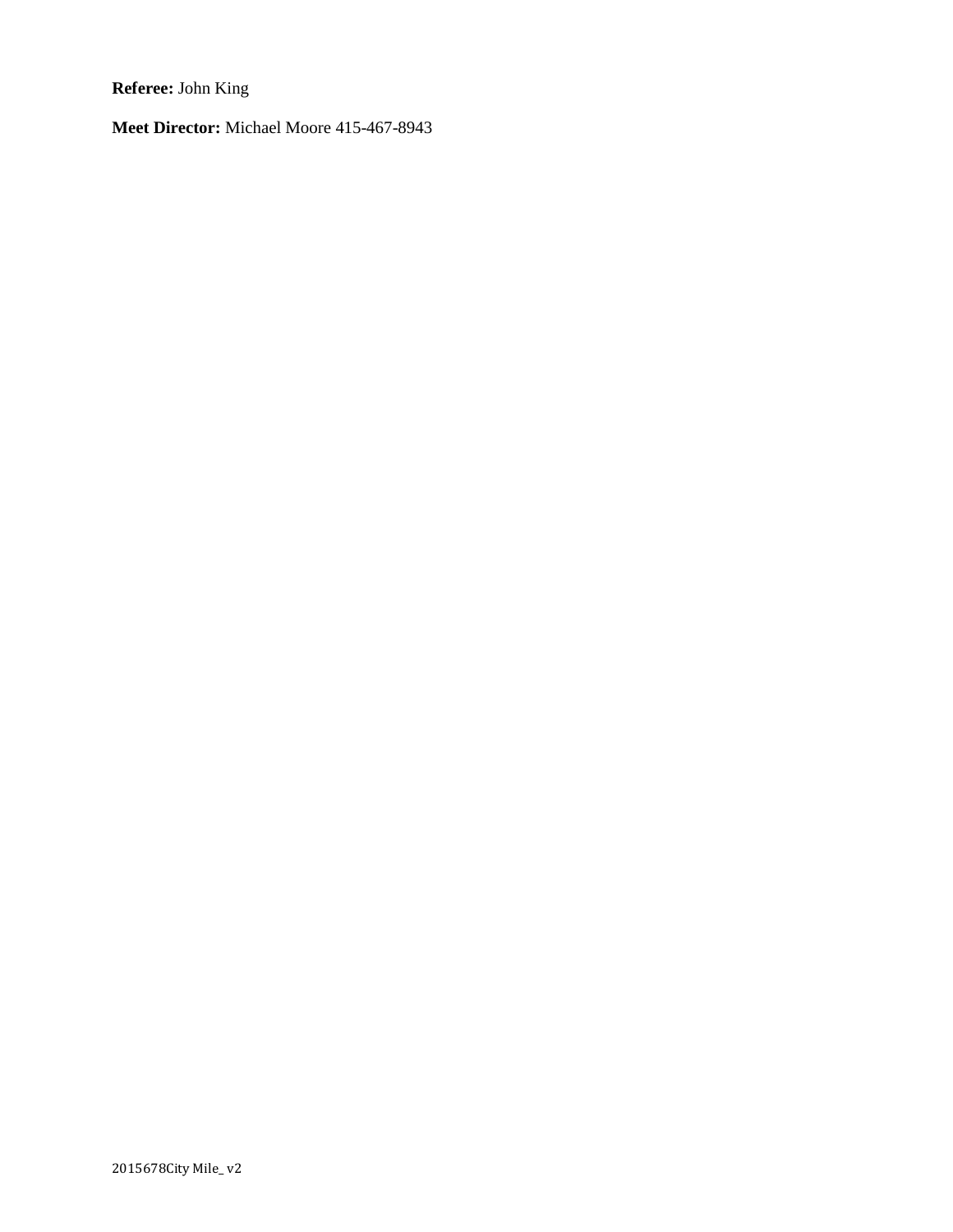**Referee:** John King

**Meet Director:** Michael Moore 415-467-8943